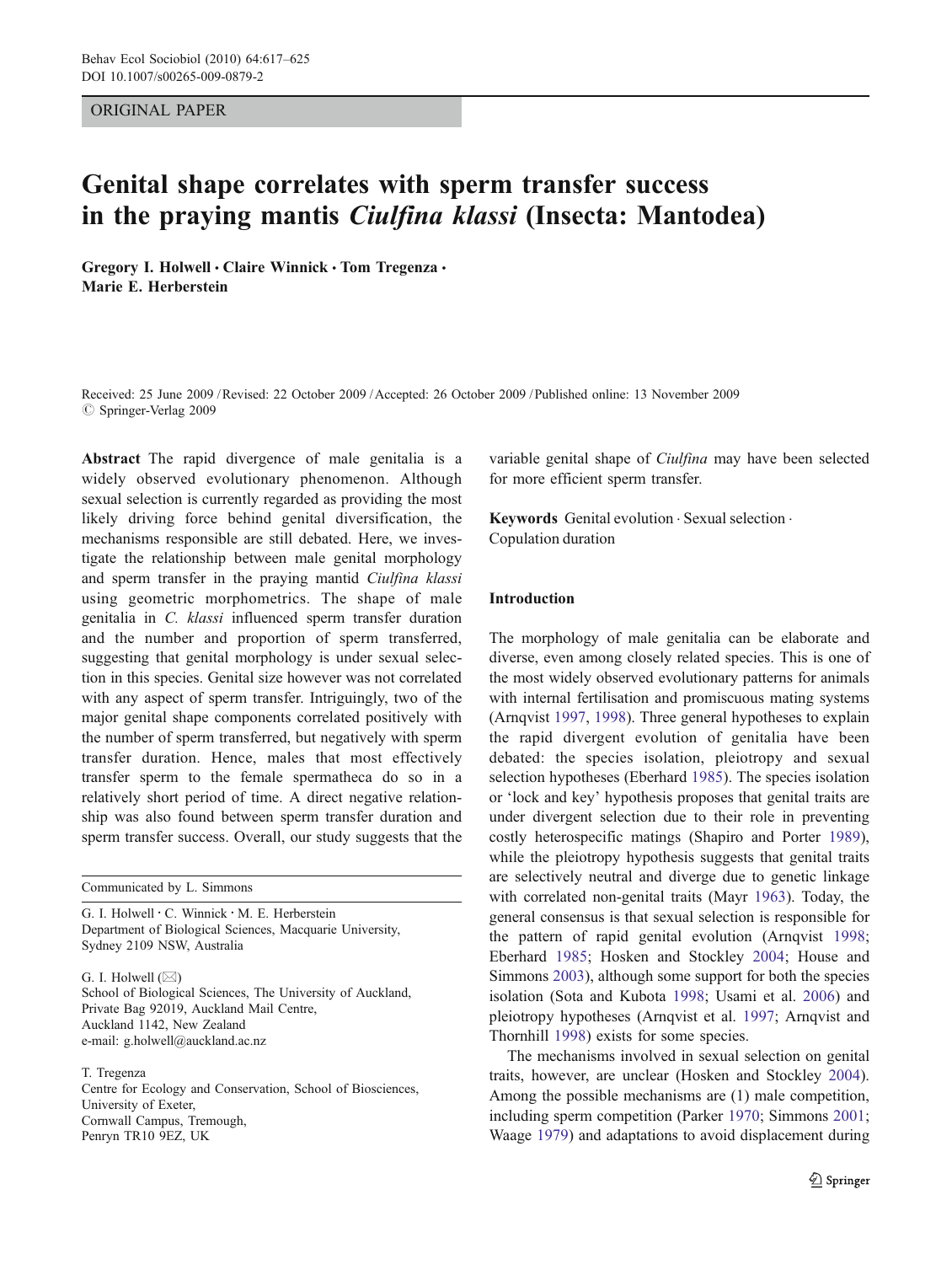ORIGINAL PAPER

# Genital shape correlates with sperm transfer success in the praying mantis *Ciulfina klassi* (Insecta: Mantodea)

**Gregory I. Holwell · Claire Winnick · Tom Tregenza · Marie E. Herberstein**

Received: 25 June 2009 / Revised: 22 October 2009 / Accepted: 26 October 2009 / Published online: 13 November 2009
© Springer-Verlag 2009

**Abstract** The rapid divergence of male genitalia is a widely observed evolutionary phenomenon. Although sexual selection is currently regarded as providing the most likely driving force behind genital diversification, the mechanisms responsible are still debated. Here, we investigate the relationship between male genital morphology and sperm transfer in the praying mantid *Ciulfina klassi* using geometric morphometrics. The shape of male genitalia in *C. klassi* influenced sperm transfer duration and the number and proportion of sperm transferred, suggesting that genital morphology is under sexual selection in this species. Genital size however was not correlated with any aspect of sperm transfer. Intriguingly, two of the major genital shape components correlated positively with the number of sperm transferred, but negatively with sperm transfer duration. Hence, males that most effectively transfer sperm to the female spermatheca do so in a relatively short period of time. A direct negative relationship was also found between sperm transfer duration and sperm transfer success. Overall, our study suggests that the variable genital shape of *Ciulfina* may have been selected for more efficient sperm transfer.

**Keywords** Genital evolution · Sexual selection · Copulation duration

Communicated by L. Simmons

G. I. Holwell · C. Winnick · M. E. Herberstein
Department of Biological Sciences, Macquarie University, Sydney 2109 NSW, Australia

G. I. Holwell (✉)
School of Biological Sciences, The University of Auckland, Private Bag 92019, Auckland Mail Centre, Auckland 1142, New Zealand
e-mail: g.holwell@auckland.ac.nz

T. Tregenza
Centre for Ecology and Conservation, School of Biosciences, University of Exeter, Cornwall Campus, Tremough, Penryn TR10 9EZ, UK

## Introduction

The morphology of male genitalia can be elaborate and diverse, even among closely related species. This is one of the most widely observed evolutionary patterns for animals with internal fertilisation and promiscuous mating systems (Arnqvist 1997, 1998). Three general hypotheses to explain the rapid divergent evolution of genitalia have been debated: the species isolation, pleiotropy and sexual selection hypotheses (Eberhard 1985). The species isolation or 'lock and key' hypothesis proposes that genital traits are under divergent selection due to their role in preventing costly heterospecific matings (Shapiro and Porter 1989), while the pleiotropy hypothesis suggests that genital traits are selectively neutral and diverge due to genetic linkage with correlated non-genital traits (Mayr 1963). Today, the general consensus is that sexual selection is responsible for the pattern of rapid genital evolution (Arnqvist 1998; Eberhard 1985; Hosken and Stockley 2004; House and Simmons 2003), although some support for both the species isolation (Sota and Kubota 1998; Usami et al. 2006) and pleiotropy hypotheses (Arnqvist et al. 1997; Arnqvist and Thornhill 1998) exists for some species.

The mechanisms involved in sexual selection on genital traits, however, are unclear (Hosken and Stockley 2004). Among the possible mechanisms are (1) male competition, including sperm competition (Parker 1970; Simmons 2001; Waage 1979) and adaptations to avoid displacement during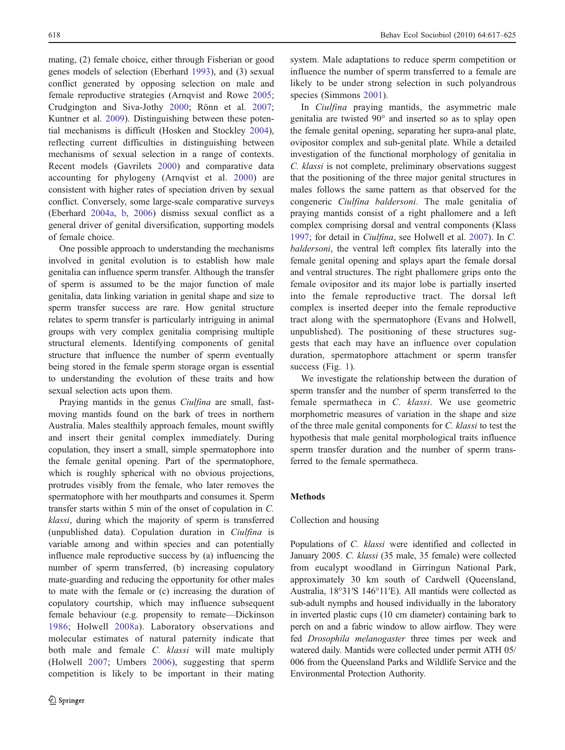mating, (2) female choice, either through Fisherian or good genes models of selection (Eberhard 1993), and (3) sexual conflict generated by opposing selection on male and female reproductive strategies (Arnqvist and Rowe 2005; Crudgington and Siva-Jothy 2000; Rönn et al. 2007; Kuntner et al. 2009). Distinguishing between these potential mechanisms is difficult (Hosken and Stockley 2004), reflecting current difficulties in distinguishing between mechanisms of sexual selection in a range of contexts. Recent models (Gavrilets 2000) and comparative data accounting for phylogeny (Arnqvist et al. 2000) are consistent with higher rates of speciation driven by sexual conflict. Conversely, some large-scale comparative surveys (Eberhard 2004a, b, 2006) dismiss sexual conflict as a general driver of genital diversification, supporting models of female choice.

One possible approach to understanding the mechanisms involved in genital evolution is to establish how male genitalia can influence sperm transfer. Although the transfer of sperm is assumed to be the major function of male genitalia, data linking variation in genital shape and size to sperm transfer success are rare. How genital structure relates to sperm transfer is particularly intriguing in animal groups with very complex genitalia comprising multiple structural elements. Identifying components of genital structure that influence the number of sperm eventually being stored in the female sperm storage organ is essential to understanding the evolution of these traits and how sexual selection acts upon them.

Praying mantids in the genus *Ciulfina* are small, fast-moving mantids found on the bark of trees in northern Australia. Males stealthily approach females, mount swiftly and insert their genital complex immediately. During copulation, they insert a small, simple spermatophore into the female genital opening. Part of the spermatophore, which is roughly spherical with no obvious projections, protrudes visibly from the female, who later removes the spermatophore with her mouthparts and consumes it. Sperm transfer starts within 5 min of the onset of copulation in *C. klassi*, during which the majority of sperm is transferred (unpublished data). Copulation duration in *Ciulfina* is variable among and within species and can potentially influence male reproductive success by (a) influencing the number of sperm transferred, (b) increasing copulatory mate-guarding and reducing the opportunity for other males to mate with the female or (c) increasing the duration of copulatory courtship, which may influence subsequent female behaviour (e.g. propensity to remate—Dickinson 1986; Holwell 2008a). Laboratory observations and molecular estimates of natural paternity indicate that both male and female *C. klassi* will mate multiply (Holwell 2007; Umbers 2006), suggesting that sperm competition is likely to be important in their mating system. Male adaptations to reduce sperm competition or influence the number of sperm transferred to a female are likely to be under strong selection in such polyandrous species (Simmons 2001).

In *Ciulfina* praying mantids, the asymmetric male genitalia are twisted 90° and inserted so as to splay open the female genital opening, separating her supra-anal plate, ovipositor complex and sub-genital plate. While a detailed investigation of the functional morphology of genitalia in *C. klassi* is not complete, preliminary observations suggest that the positioning of the three major genital structures in males follows the same pattern as that observed for the congeneric *Ciulfina baldersoni*. The male genitalia of praying mantids consist of a right phallomere and a left complex comprising dorsal and ventral components (Klass 1997; for detail in *Ciulfina*, see Holwell et al. 2007). In *C. baldersoni*, the ventral left complex fits laterally into the female genital opening and splays apart the female dorsal and ventral structures. The right phallomere grips onto the female ovipositor and its major lobe is partially inserted into the female reproductive tract. The dorsal left complex is inserted deeper into the female reproductive tract along with the spermatophore (Evans and Holwell, unpublished). The positioning of these structures suggests that each may have an influence over copulation duration, spermatophore attachment or sperm transfer success (Fig. 1).

We investigate the relationship between the duration of sperm transfer and the number of sperm transferred to the female spermatheca in *C. klassi*. We use geometric morphometric measures of variation in the shape and size of the three male genital components for *C. klassi* to test the hypothesis that male genital morphological traits influence sperm transfer duration and the number of sperm transferred to the female spermatheca.

## Methods

### Collection and housing

Populations of *C. klassi* were identified and collected in January 2005. *C. klassi* (35 male, 35 female) were collected from eucalypt woodland in Girringun National Park, approximately 30 km south of Cardwell (Queensland, Australia, 18°31′S 146°11′E). All mantids were collected as sub-adult nymphs and housed individually in the laboratory in inverted plastic cups (10 cm diameter) containing bark to perch on and a fabric window to allow airflow. They were fed *Drosophila melanogaster* three times per week and watered daily. Mantids were collected under permit ATH 05/006 from the Queensland Parks and Wildlife Service and the Environmental Protection Authority.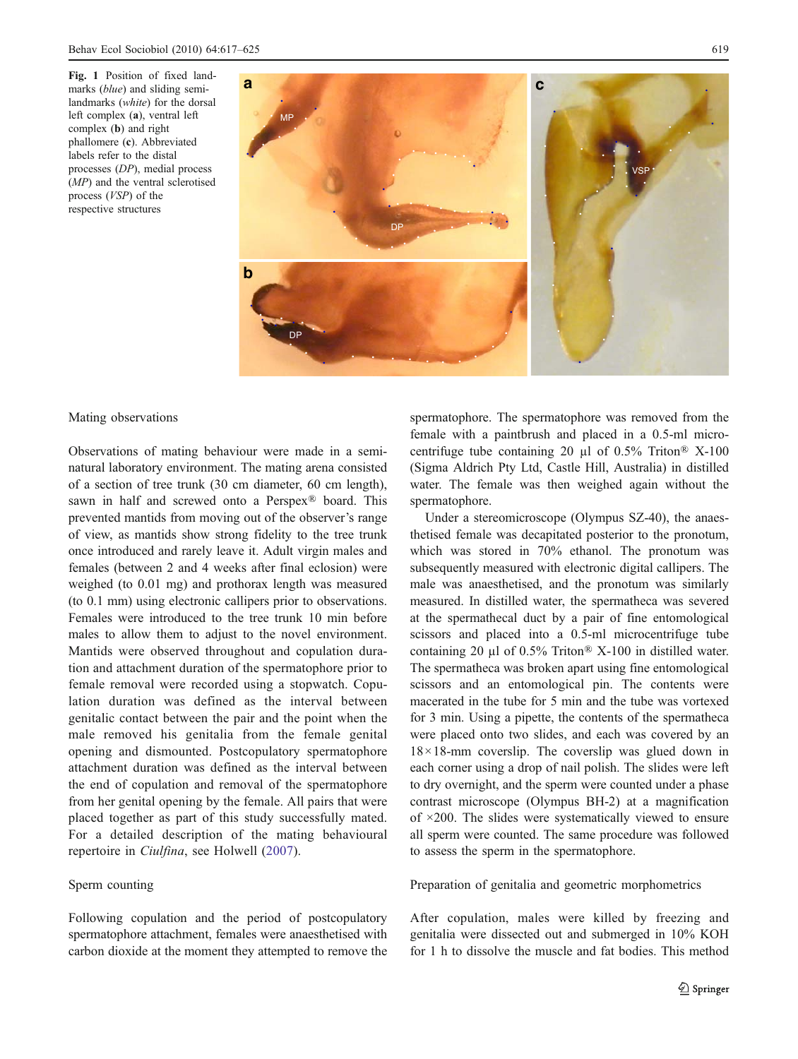**Fig. 1** Position of fixed landmarks (*blue*) and sliding semi-landmarks (*white*) for the dorsal left complex (**a**), ventral left complex (**b**) and right phallomere (**c**). Abbreviated labels refer to the distal processes (*DP*), medial process (*MP*) and the ventral sclerotised process (*VSP*) of the respective structures

### Mating observations

Observations of mating behaviour were made in a semi-natural laboratory environment. The mating arena consisted of a section of tree trunk (30 cm diameter, 60 cm length), sawn in half and screwed onto a Perspex® board. This prevented mantids from moving out of the observer's range of view, as mantids show strong fidelity to the tree trunk once introduced and rarely leave it. Adult virgin males and females (between 2 and 4 weeks after final eclosion) were weighed (to 0.01 mg) and prothorax length was measured (to 0.1 mm) using electronic callipers prior to observations. Females were introduced to the tree trunk 10 min before males to allow them to adjust to the novel environment. Mantids were observed throughout and copulation duration and attachment duration of the spermatophore prior to female removal were recorded using a stopwatch. Copulation duration was defined as the interval between genitalic contact between the pair and the point when the male removed his genitalia from the female genital opening and dismounted. Postcopulatory spermatophore attachment duration was defined as the interval between the end of copulation and removal of the spermatophore from her genital opening by the female. All pairs that were placed together as part of this study successfully mated. For a detailed description of the mating behavioural repertoire in *Ciulfina*, see Holwell (2007).

### Sperm counting

Following copulation and the period of postcopulatory spermatophore attachment, females were anaesthetised with carbon dioxide at the moment they attempted to remove the spermatophore. The spermatophore was removed from the female with a paintbrush and placed in a 0.5-ml microcentrifuge tube containing 20 µl of 0.5% Triton® X-100 (Sigma Aldrich Pty Ltd, Castle Hill, Australia) in distilled water. The female was then weighed again without the spermatophore.

Under a stereomicroscope (Olympus SZ-40), the anaesthetised female was decapitated posterior to the pronotum, which was stored in 70% ethanol. The pronotum was subsequently measured with electronic digital callipers. The male was anaesthetised, and the pronotum was similarly measured. In distilled water, the spermatheca was severed at the spermathecal duct by a pair of fine entomological scissors and placed into a 0.5-ml microcentrifuge tube containing 20 µl of 0.5% Triton® X-100 in distilled water. The spermatheca was broken apart using fine entomological scissors and an entomological pin. The contents were macerated in the tube for 5 min and the tube was vortexed for 3 min. Using a pipette, the contents of the spermatheca were placed onto two slides, and each was covered by an 18×18-mm coverslip. The coverslip was glued down in each corner using a drop of nail polish. The slides were left to dry overnight, and the sperm were counted under a phase contrast microscope (Olympus BH-2) at a magnification of ×200. The slides were systematically viewed to ensure all sperm were counted. The same procedure was followed to assess the sperm in the spermatophore.

### Preparation of genitalia and geometric morphometrics

After copulation, males were killed by freezing and genitalia were dissected out and submerged in 10% KOH for 1 h to dissolve the muscle and fat bodies. This method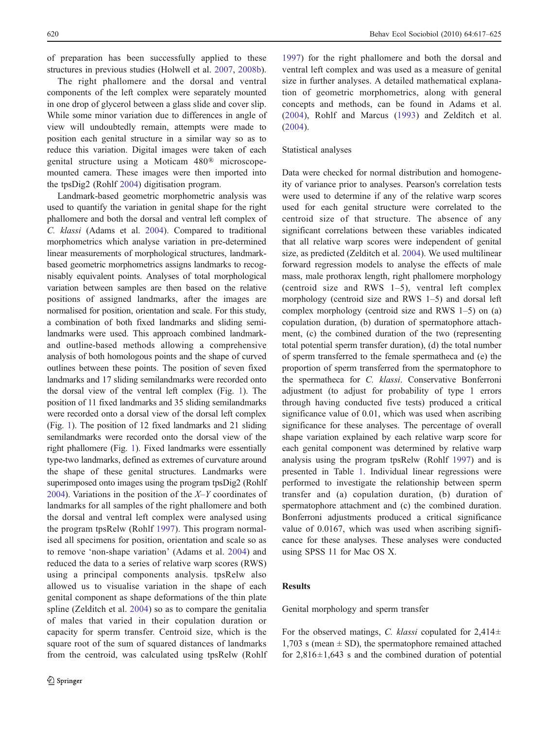of preparation has been successfully applied to these structures in previous studies (Holwell et al. 2007, 2008b).

The right phallomere and the dorsal and ventral components of the left complex were separately mounted in one drop of glycerol between a glass slide and cover slip. While some minor variation due to differences in angle of view will undoubtedly remain, attempts were made to position each genital structure in a similar way so as to reduce this variation. Digital images were taken of each genital structure using a Moticam 480® microscope-mounted camera. These images were then imported into the tpsDig2 (Rohlf 2004) digitisation program.

Landmark-based geometric morphometric analysis was used to quantify the variation in genital shape for the right phallomere and both the dorsal and ventral left complex of *C. klassi* (Adams et al. 2004). Compared to traditional morphometrics which analyse variation in pre-determined linear measurements of morphological structures, landmark-based geometric morphometrics assigns landmarks to recognisably equivalent points. Analyses of total morphological variation between samples are then based on the relative positions of assigned landmarks, after the images are normalised for position, orientation and scale. For this study, a combination of both fixed landmarks and sliding semi-landmarks were used. This approach combined landmark- and outline-based methods allowing a comprehensive analysis of both homologous points and the shape of curved outlines between these points. The position of seven fixed landmarks and 17 sliding semilandmarks were recorded onto the dorsal view of the ventral left complex (Fig. 1). The position of 11 fixed landmarks and 35 sliding semilandmarks were recorded onto a dorsal view of the dorsal left complex (Fig. 1). The position of 12 fixed landmarks and 21 sliding semilandmarks were recorded onto the dorsal view of the right phallomere (Fig. 1). Fixed landmarks were essentially type-two landmarks, defined as extremes of curvature around the shape of these genital structures. Landmarks were superimposed onto images using the program tpsDig2 (Rohlf 2004). Variations in the position of the $X$–$Y$ coordinates of landmarks for all samples of the right phallomere and both the dorsal and ventral left complex were analysed using the program tpsRelw (Rohlf 1997). This program normalised all specimens for position, orientation and scale so as to remove 'non-shape variation' (Adams et al. 2004) and reduced the data to a series of relative warp scores (RWS) using a principal components analysis. tpsRelw also allowed us to visualise variation in the shape of each genital component as shape deformations of the thin plate spline (Zelditch et al. 2004) so as to compare the genitalia of males that varied in their copulation duration or capacity for sperm transfer. Centroid size, which is the square root of the sum of squared distances of landmarks from the centroid, was calculated using tpsRelw (Rohlf 1997) for the right phallomere and both the dorsal and ventral left complex and was used as a measure of genital size in further analyses. A detailed mathematical explanation of geometric morphometrics, along with general concepts and methods, can be found in Adams et al. (2004), Rohlf and Marcus (1993) and Zelditch et al. (2004).

## Statistical analyses

Data were checked for normal distribution and homogeneity of variance prior to analyses. Pearson's correlation tests were used to determine if any of the relative warp scores used for each genital structure were correlated to the centroid size of that structure. The absence of any significant correlations between these variables indicated that all relative warp scores were independent of genital size, as predicted (Zelditch et al. 2004). We used multilinear forward regression models to analyse the effects of male mass, male prothorax length, right phallomere morphology (centroid size and RWS 1–5), ventral left complex morphology (centroid size and RWS 1–5) and dorsal left complex morphology (centroid size and RWS 1–5) on (a) copulation duration, (b) duration of spermatophore attachment, (c) the combined duration of the two (representing total potential sperm transfer duration), (d) the total number of sperm transferred to the female spermatheca and (e) the proportion of sperm transferred from the spermatophore to the spermatheca for *C. klassi*. Conservative Bonferroni adjustment (to adjust for probability of type 1 errors through having conducted five tests) produced a critical significance value of 0.01, which was used when ascribing significance for these analyses. The percentage of overall shape variation explained by each relative warp score for each genital component was determined by relative warp analysis using the program tpsRelw (Rohlf 1997) and is presented in Table 1. Individual linear regressions were performed to investigate the relationship between sperm transfer and (a) copulation duration, (b) duration of spermatophore attachment and (c) the combined duration. Bonferroni adjustments produced a critical significance value of 0.0167, which was used when ascribing significance for these analyses. These analyses were conducted using SPSS 11 for Mac OS X.

# Results

## Genital morphology and sperm transfer

For the observed matings, *C. klassi* copulated for $2{,}414 \pm 1{,}703$ s (mean ± SD), the spermatophore remained attached for $2{,}816 \pm 1{,}643$ s and the combined duration of potential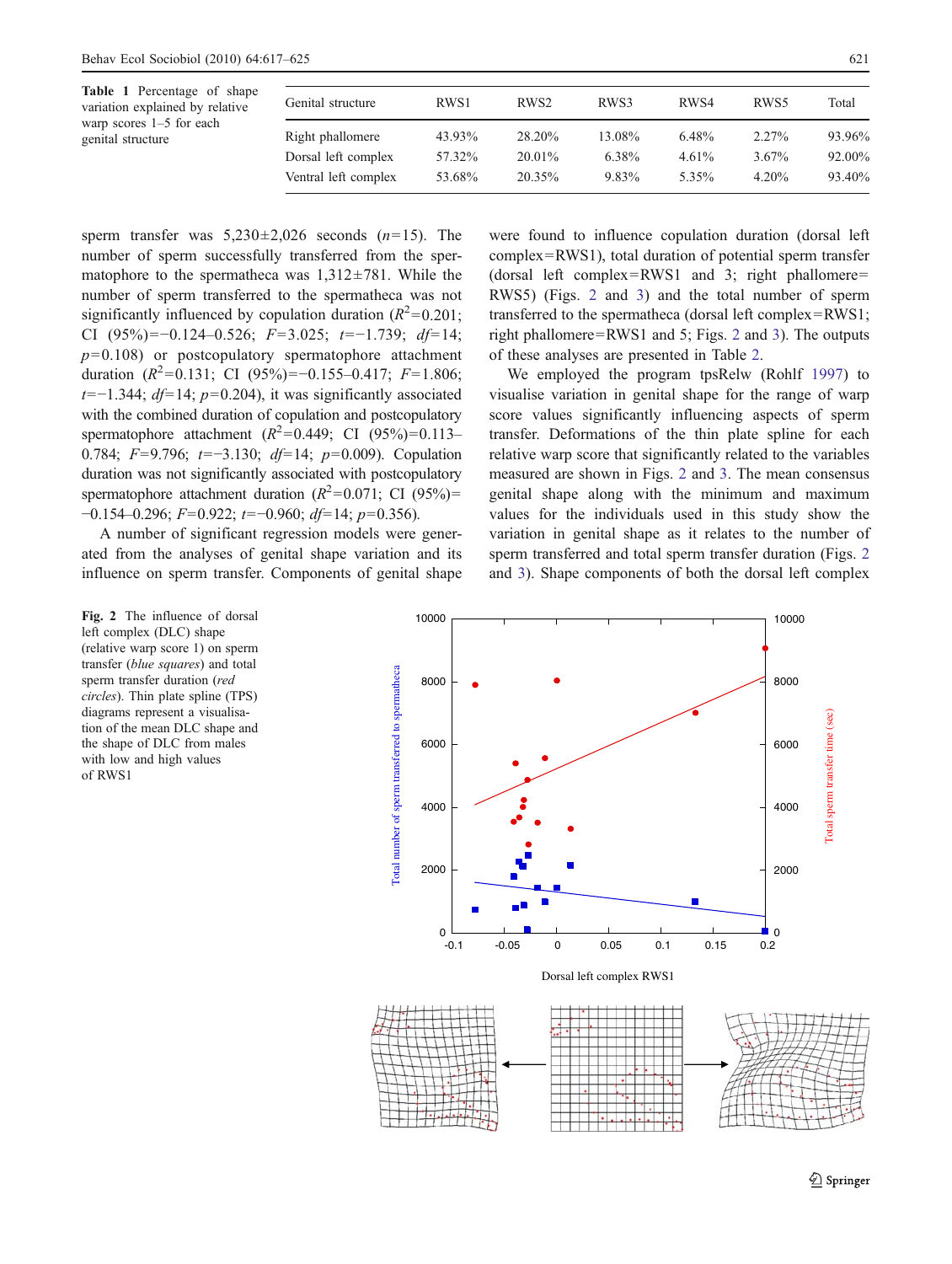**Table 1** Percentage of shape variation explained by relative warp scores 1–5 for each genital structure

| Genital structure | RWS1 | RWS2 | RWS3 | RWS4 | RWS5 | Total |
|---|---|---|---|---|---|---|
| Right phallomere | 43.93% | 28.20% | 13.08% | 6.48% | 2.27% | 93.96% |
| Dorsal left complex | 57.32% | 20.01% | 6.38% | 4.61% | 3.67% | 92.00% |
| Ventral left complex | 53.68% | 20.35% | 9.83% | 5.35% | 4.20% | 93.40% |

sperm transfer was 5,230±2,026 seconds ($n$=15). The number of sperm successfully transferred from the spermatophore to the spermatheca was 1,312±781. While the number of sperm transferred to the spermatheca was not significantly influenced by copulation duration ($R^2$=0.201; CI (95%)=−0.124–0.526; $F$=3.025; $t$=−1.739; $df$=14; $p$=0.108) or postcopulatory spermatophore attachment duration ($R^2$=0.131; CI (95%)=−0.155–0.417; $F$=1.806; $t$=−1.344; $df$=14; $p$=0.204), it was significantly associated with the combined duration of copulation and postcopulatory spermatophore attachment ($R^2$=0.449; CI (95%)=0.113–0.784; $F$=9.796; $t$=−3.130; $df$=14; $p$=0.009). Copulation duration was not significantly associated with postcopulatory spermatophore attachment duration ($R^2$=0.071; CI (95%)=−0.154–0.296; $F$=0.922; $t$=−0.960; $df$=14; $p$=0.356).

A number of significant regression models were generated from the analyses of genital shape variation and its influence on sperm transfer. Components of genital shape were found to influence copulation duration (dorsal left complex=RWS1), total duration of potential sperm transfer (dorsal left complex=RWS1 and 3; right phallomere=RWS5) (Figs. 2 and 3) and the total number of sperm transferred to the spermatheca (dorsal left complex=RWS1; right phallomere=RWS1 and 5; Figs. 2 and 3). The outputs of these analyses are presented in Table 2.

We employed the program tpsRelw (Rohlf 1997) to visualise variation in genital shape for the range of warp score values significantly influencing aspects of sperm transfer. Deformations of the thin plate spline for each relative warp score that significantly related to the variables measured are shown in Figs. 2 and 3. The mean consensus genital shape along with the minimum and maximum values for the individuals used in this study show the variation in genital shape as it relates to the number of sperm transferred and total sperm transfer duration (Figs. 2 and 3). Shape components of both the dorsal left complex

**Fig. 2** The influence of dorsal left complex (DLC) shape (relative warp score 1) on sperm transfer (*blue squares*) and total sperm transfer duration (*red circles*). Thin plate spline (TPS) diagrams represent a visualisation of the mean DLC shape and the shape of DLC from males with low and high values of RWS1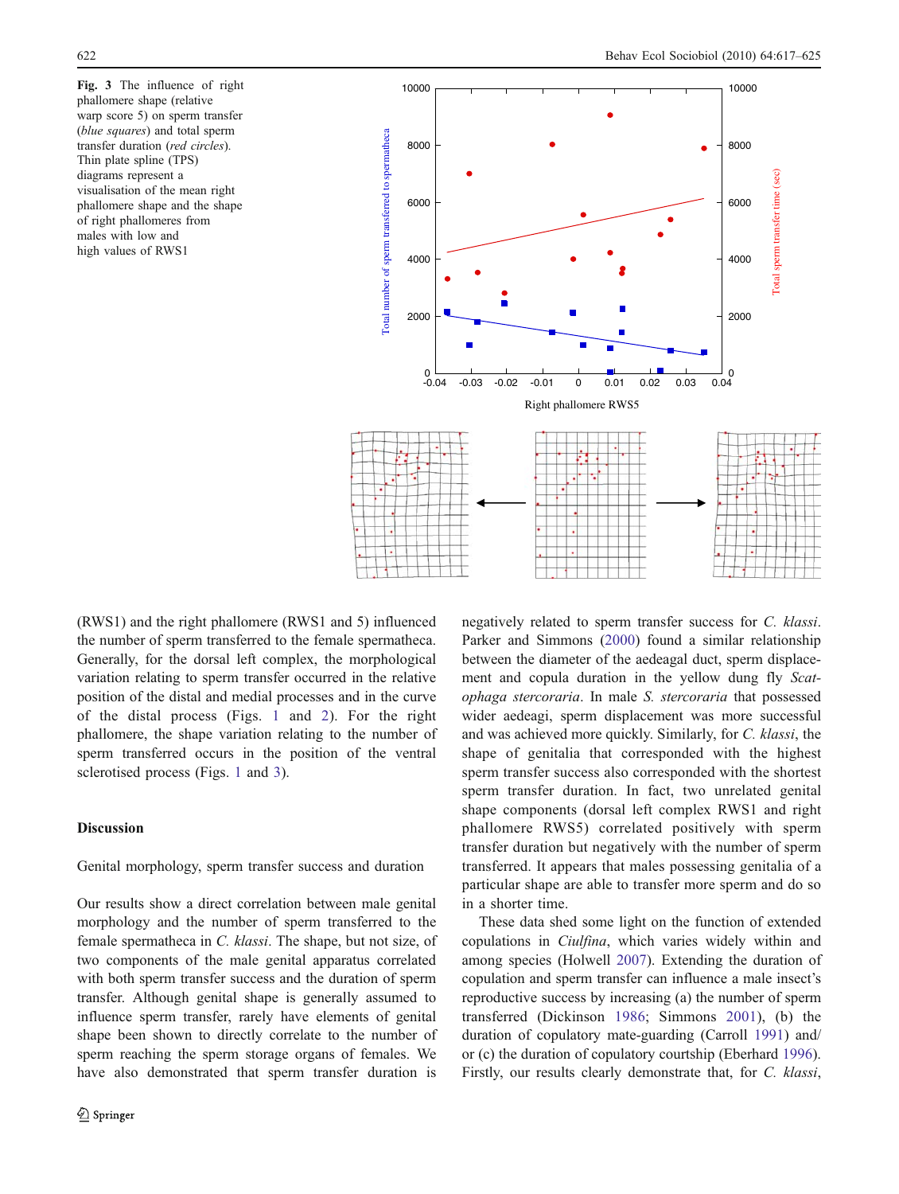**Fig. 3** The influence of right phallomere shape (relative warp score 5) on sperm transfer (*blue squares*) and total sperm transfer duration (*red circles*). Thin plate spline (TPS) diagrams represent a visualisation of the mean right phallomere shape and the shape of right phallomeres from males with low and high values of RWS1

(RWS1) and the right phallomere (RWS1 and 5) influenced the number of sperm transferred to the female spermatheca. Generally, for the dorsal left complex, the morphological variation relating to sperm transfer occurred in the relative position of the distal and medial processes and in the curve of the distal process (Figs. 1 and 2). For the right phallomere, the shape variation relating to the number of sperm transferred occurs in the position of the ventral sclerotised process (Figs. 1 and 3).

## Discussion

### Genital morphology, sperm transfer success and duration

Our results show a direct correlation between male genital morphology and the number of sperm transferred to the female spermatheca in *C. klassi*. The shape, but not size, of two components of the male genital apparatus correlated with both sperm transfer success and the duration of sperm transfer. Although genital shape is generally assumed to influence sperm transfer, rarely have elements of genital shape been shown to directly correlate to the number of sperm reaching the sperm storage organs of females. We have also demonstrated that sperm transfer duration is negatively related to sperm transfer success for *C. klassi*. Parker and Simmons (2000) found a similar relationship between the diameter of the aedeagal duct, sperm displacement and copula duration in the yellow dung fly *Scatophaga stercoraria*. In male *S. stercoraria* that possessed wider aedeagi, sperm displacement was more successful and was achieved more quickly. Similarly, for *C. klassi*, the shape of genitalia that corresponded with the highest sperm transfer success also corresponded with the shortest sperm transfer duration. In fact, two unrelated genital shape components (dorsal left complex RWS1 and right phallomere RWS5) correlated positively with sperm transfer duration but negatively with the number of sperm transferred. It appears that males possessing genitalia of a particular shape are able to transfer more sperm and do so in a shorter time.

These data shed some light on the function of extended copulations in *Ciulfina*, which varies widely within and among species (Holwell 2007). Extending the duration of copulation and sperm transfer can influence a male insect's reproductive success by increasing (a) the number of sperm transferred (Dickinson 1986; Simmons 2001), (b) the duration of copulatory mate-guarding (Carroll 1991) and/or (c) the duration of copulatory courtship (Eberhard 1996). Firstly, our results clearly demonstrate that, for *C. klassi*,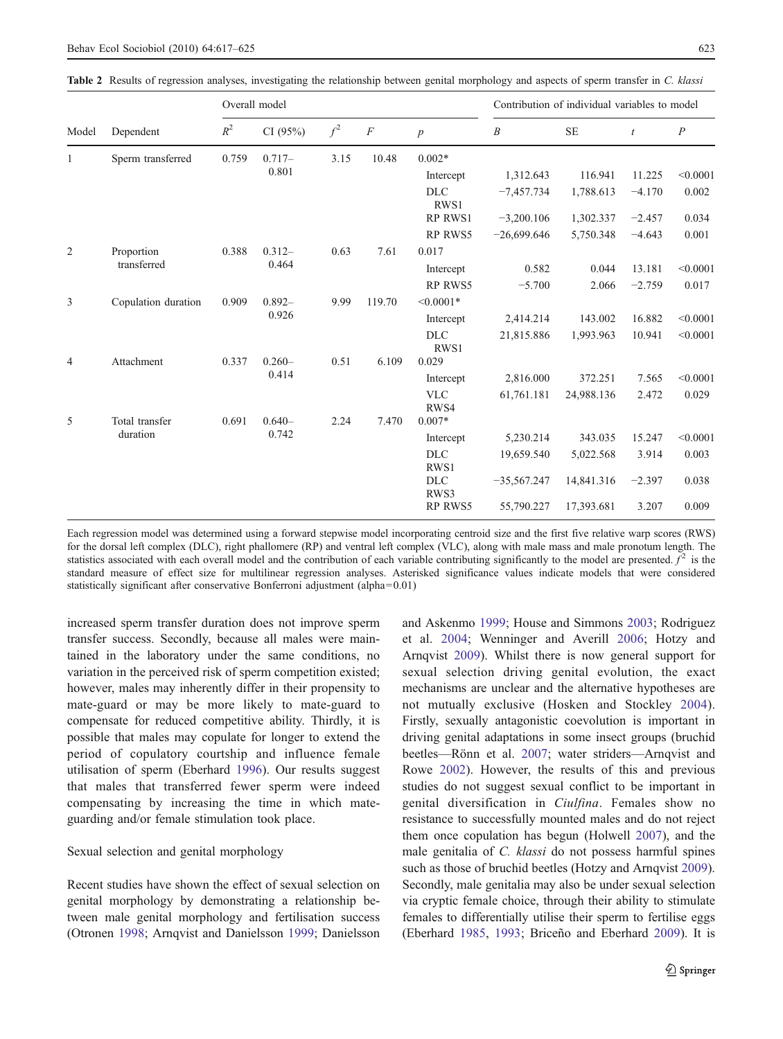**Table 2** Results of regression analyses, investigating the relationship between genital morphology and aspects of sperm transfer in *C. klassi*

| Model | Dependent | Overall model | | | | | Contribution of individual variables to model | | | |
|---|---|---|---|---|---|---|---|---|---|---|
| | | $R^2$ | CI (95%) | $f^2$ | $F$ | $p$ | $B$ | SE | $t$ | $P$ |
| 1 | Sperm transferred | 0.759 | 0.717–0.801 | 3.15 | 10.48 | 0.002* | | | | |
| | | | | | | Intercept | 1,312.643 | 116.941 | 11.225 | <0.0001 |
| | | | | | | DLC RWS1 | −7,457.734 | 1,788.613 | −4.170 | 0.002 |
| | | | | | | RP RWS1 | −3,200.106 | 1,302.337 | −2.457 | 0.034 |
| | | | | | | RP RWS5 | −26,699.646 | 5,750.348 | −4.643 | 0.001 |
| 2 | Proportion transferred | 0.388 | 0.312–0.464 | 0.63 | 7.61 | 0.017 | | | | |
| | | | | | | Intercept | 0.582 | 0.044 | 13.181 | <0.0001 |
| | | | | | | RP RWS5 | −5.700 | 2.066 | −2.759 | 0.017 |
| 3 | Copulation duration | 0.909 | 0.892–0.926 | 9.99 | 119.70 | <0.0001* | | | | |
| | | | | | | Intercept | 2,414.214 | 143.002 | 16.882 | <0.0001 |
| | | | | | | DLC RWS1 | 21,815.886 | 1,993.963 | 10.941 | <0.0001 |
| 4 | Attachment | 0.337 | 0.260–0.414 | 0.51 | 6.109 | 0.029 | | | | |
| | | | | | | Intercept | 2,816.000 | 372.251 | 7.565 | <0.0001 |
| | | | | | | VLC RWS4 | 61,761.181 | 24,988.136 | 2.472 | 0.029 |
| 5 | Total transfer duration | 0.691 | 0.640–0.742 | 2.24 | 7.470 | 0.007* | | | | |
| | | | | | | Intercept | 5,230.214 | 343.035 | 15.247 | <0.0001 |
| | | | | | | DLC RWS1 | 19,659.540 | 5,022.568 | 3.914 | 0.003 |
| | | | | | | DLC RWS3 | −35,567.247 | 14,841.316 | −2.397 | 0.038 |
| | | | | | | RP RWS5 | 55,790.227 | 17,393.681 | 3.207 | 0.009 |

Each regression model was determined using a forward stepwise model incorporating centroid size and the first five relative warp scores (RWS) for the dorsal left complex (DLC), right phallomere (RP) and ventral left complex (VLC), along with male mass and male pronotum length. The statistics associated with each overall model and the contribution of each variable contributing significantly to the model are presented. $f^2$ is the standard measure of effect size for multilinear regression analyses. Asterisked significance values indicate models that were considered statistically significant after conservative Bonferroni adjustment (alpha=0.01)

increased sperm transfer duration does not improve sperm transfer success. Secondly, because all males were maintained in the laboratory under the same conditions, no variation in the perceived risk of sperm competition existed; however, males may inherently differ in their propensity to mate-guard or may be more likely to mate-guard to compensate for reduced competitive ability. Thirdly, it is possible that males may copulate for longer to extend the period of copulatory courtship and influence female utilisation of sperm (Eberhard 1996). Our results suggest that males that transferred fewer sperm were indeed compensating by increasing the time in which mate-guarding and/or female stimulation took place.

## Sexual selection and genital morphology

Recent studies have shown the effect of sexual selection on genital morphology by demonstrating a relationship between male genital morphology and fertilisation success (Otronen 1998; Arnqvist and Danielsson 1999; Danielsson and Askenmo 1999; House and Simmons 2003; Rodriguez et al. 2004; Wenninger and Averill 2006; Hotzy and Arnqvist 2009). Whilst there is now general support for sexual selection driving genital evolution, the exact mechanisms are unclear and the alternative hypotheses are not mutually exclusive (Hosken and Stockley 2004). Firstly, sexually antagonistic coevolution is important in driving genital adaptations in some insect groups (bruchid beetles—Rönn et al. 2007; water striders—Arnqvist and Rowe 2002). However, the results of this and previous studies do not suggest sexual conflict to be important in genital diversification in *Ciulfina*. Females show no resistance to successfully mounted males and do not reject them once copulation has begun (Holwell 2007), and the male genitalia of *C. klassi* do not possess harmful spines such as those of bruchid beetles (Hotzy and Arnqvist 2009). Secondly, male genitalia may also be under sexual selection via cryptic female choice, through their ability to stimulate females to differentially utilise their sperm to fertilise eggs (Eberhard 1985, 1993; Briceño and Eberhard 2009). It is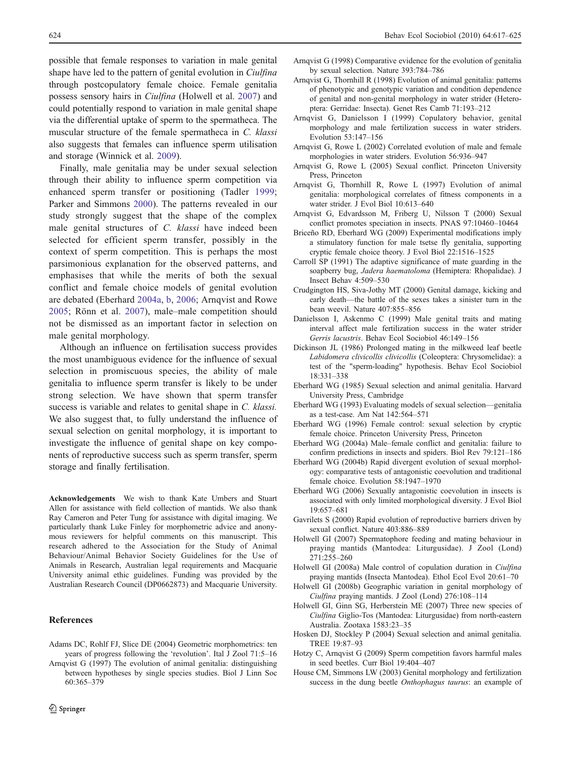possible that female responses to variation in male genital shape have led to the pattern of genital evolution in *Ciulfina* through postcopulatory female choice. Female genitalia possess sensory hairs in *Ciulfina* (Holwell et al. 2007) and could potentially respond to variation in male genital shape via the differential uptake of sperm to the spermatheca. The muscular structure of the female spermatheca in *C. klassi* also suggests that females can influence sperm utilisation and storage (Winnick et al. 2009).

Finally, male genitalia may be under sexual selection through their ability to influence sperm competition via enhanced sperm transfer or positioning (Tadler 1999; Parker and Simmons 2000). The patterns revealed in our study strongly suggest that the shape of the complex male genital structures of *C. klassi* have indeed been selected for efficient sperm transfer, possibly in the context of sperm competition. This is perhaps the most parsimonious explanation for the observed patterns, and emphasises that while the merits of both the sexual conflict and female choice models of genital evolution are debated (Eberhard 2004a, b, 2006; Arnqvist and Rowe 2005; Rönn et al. 2007), male–male competition should not be dismissed as an important factor in selection on male genital morphology.

Although an influence on fertilisation success provides the most unambiguous evidence for the influence of sexual selection in promiscuous species, the ability of male genitalia to influence sperm transfer is likely to be under strong selection. We have shown that sperm transfer success is variable and relates to genital shape in *C. klassi.* We also suggest that, to fully understand the influence of sexual selection on genital morphology, it is important to investigate the influence of genital shape on key components of reproductive success such as sperm transfer, sperm storage and finally fertilisation.

**Acknowledgements** We wish to thank Kate Umbers and Stuart Allen for assistance with field collection of mantids. We also thank Ray Cameron and Peter Tung for assistance with digital imaging. We particularly thank Luke Finley for morphometric advice and anonymous reviewers for helpful comments on this manuscript. This research adhered to the Association for the Study of Animal Behaviour/Animal Behavior Society Guidelines for the Use of Animals in Research, Australian legal requirements and Macquarie University animal ethic guidelines. Funding was provided by the Australian Research Council (DP0662873) and Macquarie University.

## References

Adams DC, Rohlf FJ, Slice DE (2004) Geometric morphometrics: ten years of progress following the 'revolution'. Ital J Zool 71:5–16

Arnqvist G (1997) The evolution of animal genitalia: distinguishing between hypotheses by single species studies. Biol J Linn Soc 60:365–379

Arnqvist G (1998) Comparative evidence for the evolution of genitalia by sexual selection. Nature 393:784–786

Arnqvist G, Thornhill R (1998) Evolution of animal genitalia: patterns of phenotypic and genotypic variation and condition dependence of genital and non-genital morphology in water strider (Heteroptera: Gerridae: Insecta). Genet Res Camb 71:193–212

Arnqvist G, Danielsson I (1999) Copulatory behavior, genital morphology and male fertilization success in water striders. Evolution 53:147–156

Arnqvist G, Rowe L (2002) Correlated evolution of male and female morphologies in water striders. Evolution 56:936–947

Arnqvist G, Rowe L (2005) Sexual conflict. Princeton University Press, Princeton

Arnqvist G, Thornhill R, Rowe L (1997) Evolution of animal genitalia: morphological correlates of fitness components in a water strider. J Evol Biol 10:613–640

Arnqvist G, Edvardsson M, Friberg U, Nilsson T (2000) Sexual conflict promotes speciation in insects. PNAS 97:10460–10464

Briceño RD, Eberhard WG (2009) Experimental modifications imply a stimulatory function for male tsetse fly genitalia, supporting cryptic female choice theory. J Evol Biol 22:1516–1525

Carroll SP (1991) The adaptive significance of mate guarding in the soapberry bug, *Jadera haematoloma* (Hemiptera: Rhopalidae). J Insect Behav 4:509–530

Crudgington HS, Siva-Jothy MT (2000) Genital damage, kicking and early death—the battle of the sexes takes a sinister turn in the bean weevil. Nature 407:855–856

Danielsson I, Askenmo C (1999) Male genital traits and mating interval affect male fertilization success in the water strider *Gerris lacustris*. Behav Ecol Sociobiol 46:149–156

Dickinson JL (1986) Prolonged mating in the milkweed leaf beetle *Labidomera clivicollis clivicollis* (Coleoptera: Chrysomelidae): a test of the "sperm-loading" hypothesis. Behav Ecol Sociobiol 18:331–338

Eberhard WG (1985) Sexual selection and animal genitalia. Harvard University Press, Cambridge

Eberhard WG (1993) Evaluating models of sexual selection—genitalia as a test-case. Am Nat 142:564–571

Eberhard WG (1996) Female control: sexual selection by cryptic female choice. Princeton University Press, Princeton

Eberhard WG (2004a) Male–female conflict and genitalia: failure to confirm predictions in insects and spiders. Biol Rev 79:121–186

Eberhard WG (2004b) Rapid divergent evolution of sexual morphology: comparative tests of antagonistic coevolution and traditional female choice. Evolution 58:1947–1970

Eberhard WG (2006) Sexually antagonistic coevolution in insects is associated with only limited morphological diversity. J Evol Biol 19:657–681

Gavrilets S (2000) Rapid evolution of reproductive barriers driven by sexual conflict. Nature 403:886–889

Holwell GI (2007) Spermatophore feeding and mating behaviour in praying mantids (Mantodea: Liturgusidae). J Zool (Lond) 271:255–260

Holwell GI (2008a) Male control of copulation duration in *Ciulfina* praying mantids (Insecta Mantodea). Ethol Ecol Evol 20:61–70

Holwell GI (2008b) Geographic variation in genital morphology of *Ciulfina* praying mantids. J Zool (Lond) 276:108–114

Holwell GI, Ginn SG, Herberstein ME (2007) Three new species of *Ciulfina* Giglio-Tos (Mantodea: Liturgusidae) from north-eastern Australia. Zootaxa 1583:23–35

Hosken DJ, Stockley P (2004) Sexual selection and animal genitalia. TREE 19:87–93

Hotzy C, Arnqvist G (2009) Sperm competition favors harmful males in seed beetles. Curr Biol 19:404–407

House CM, Simmons LW (2003) Genital morphology and fertilization success in the dung beetle *Onthophagus taurus*: an example of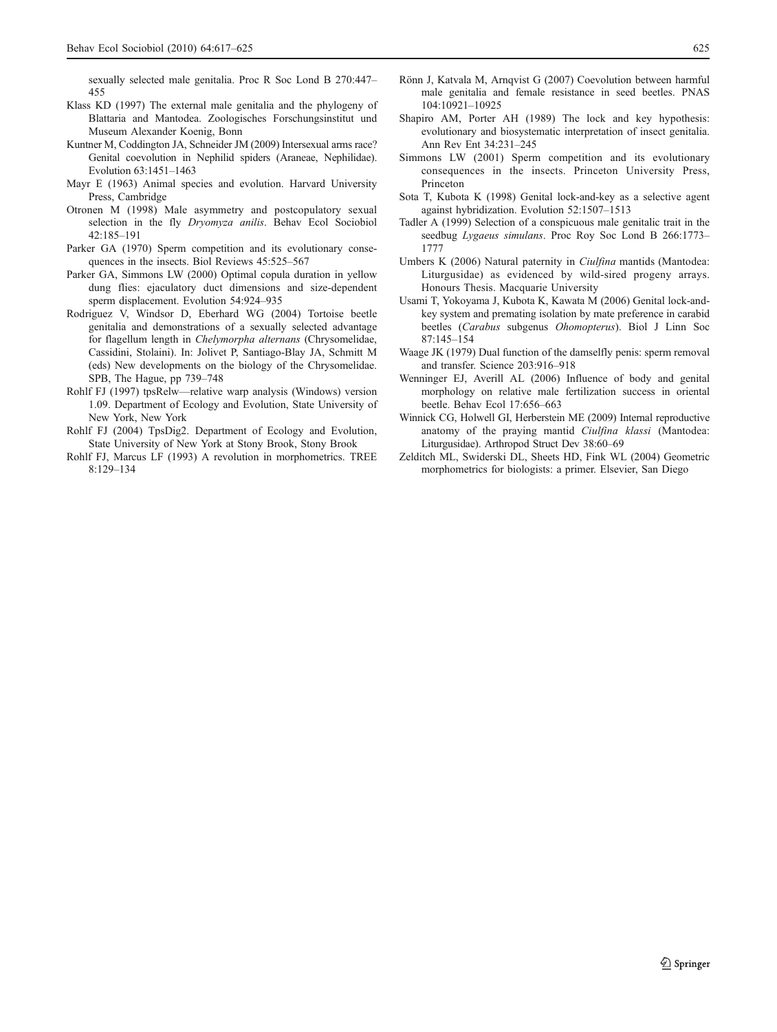sexually selected male genitalia. Proc R Soc Lond B 270:447–455

Klass KD (1997) The external male genitalia and the phylogeny of Blattaria and Mantodea. Zoologisches Forschungsinstitut und Museum Alexander Koenig, Bonn

Kuntner M, Coddington JA, Schneider JM (2009) Intersexual arms race? Genital coevolution in Nephilid spiders (Araneae, Nephilidae). Evolution 63:1451–1463

Mayr E (1963) Animal species and evolution. Harvard University Press, Cambridge

Otronen M (1998) Male asymmetry and postcopulatory sexual selection in the fly *Dryomyza anilis*. Behav Ecol Sociobiol 42:185–191

Parker GA (1970) Sperm competition and its evolutionary consequences in the insects. Biol Reviews 45:525–567

Parker GA, Simmons LW (2000) Optimal copula duration in yellow dung flies: ejaculatory duct dimensions and size-dependent sperm displacement. Evolution 54:924–935

Rodriguez V, Windsor D, Eberhard WG (2004) Tortoise beetle genitalia and demonstrations of a sexually selected advantage for flagellum length in *Chelymorpha alternans* (Chrysomelidae, Cassidini, Stolaini). In: Jolivet P, Santiago-Blay JA, Schmitt M (eds) New developments on the biology of the Chrysomelidae. SPB, The Hague, pp 739–748

Rohlf FJ (1997) tpsRelw—relative warp analysis (Windows) version 1.09. Department of Ecology and Evolution, State University of New York, New York

Rohlf FJ (2004) TpsDig2. Department of Ecology and Evolution, State University of New York at Stony Brook, Stony Brook

Rohlf FJ, Marcus LF (1993) A revolution in morphometrics. TREE 8:129–134

Rönn J, Katvala M, Arnqvist G (2007) Coevolution between harmful male genitalia and female resistance in seed beetles. PNAS 104:10921–10925

Shapiro AM, Porter AH (1989) The lock and key hypothesis: evolutionary and biosystematic interpretation of insect genitalia. Ann Rev Ent 34:231–245

Simmons LW (2001) Sperm competition and its evolutionary consequences in the insects. Princeton University Press, Princeton

Sota T, Kubota K (1998) Genital lock-and-key as a selective agent against hybridization. Evolution 52:1507–1513

Tadler A (1999) Selection of a conspicuous male genitalic trait in the seedbug *Lygaeus simulans*. Proc Roy Soc Lond B 266:1773–1777

Umbers K (2006) Natural paternity in *Ciulfina* mantids (Mantodea: Liturgusidae) as evidenced by wild-sired progeny arrays. Honours Thesis. Macquarie University

Usami T, Yokoyama J, Kubota K, Kawata M (2006) Genital lock-and-key system and premating isolation by mate preference in carabid beetles (*Carabus* subgenus *Ohomopterus*). Biol J Linn Soc 87:145–154

Waage JK (1979) Dual function of the damselfly penis: sperm removal and transfer. Science 203:916–918

Wenninger EJ, Averill AL (2006) Influence of body and genital morphology on relative male fertilization success in oriental beetle. Behav Ecol 17:656–663

Winnick CG, Holwell GI, Herberstein ME (2009) Internal reproductive anatomy of the praying mantid *Ciulfina klassi* (Mantodea: Liturgusidae). Arthropod Struct Dev 38:60–69

Zelditch ML, Swiderski DL, Sheets HD, Fink WL (2004) Geometric morphometrics for biologists: a primer. Elsevier, San Diego